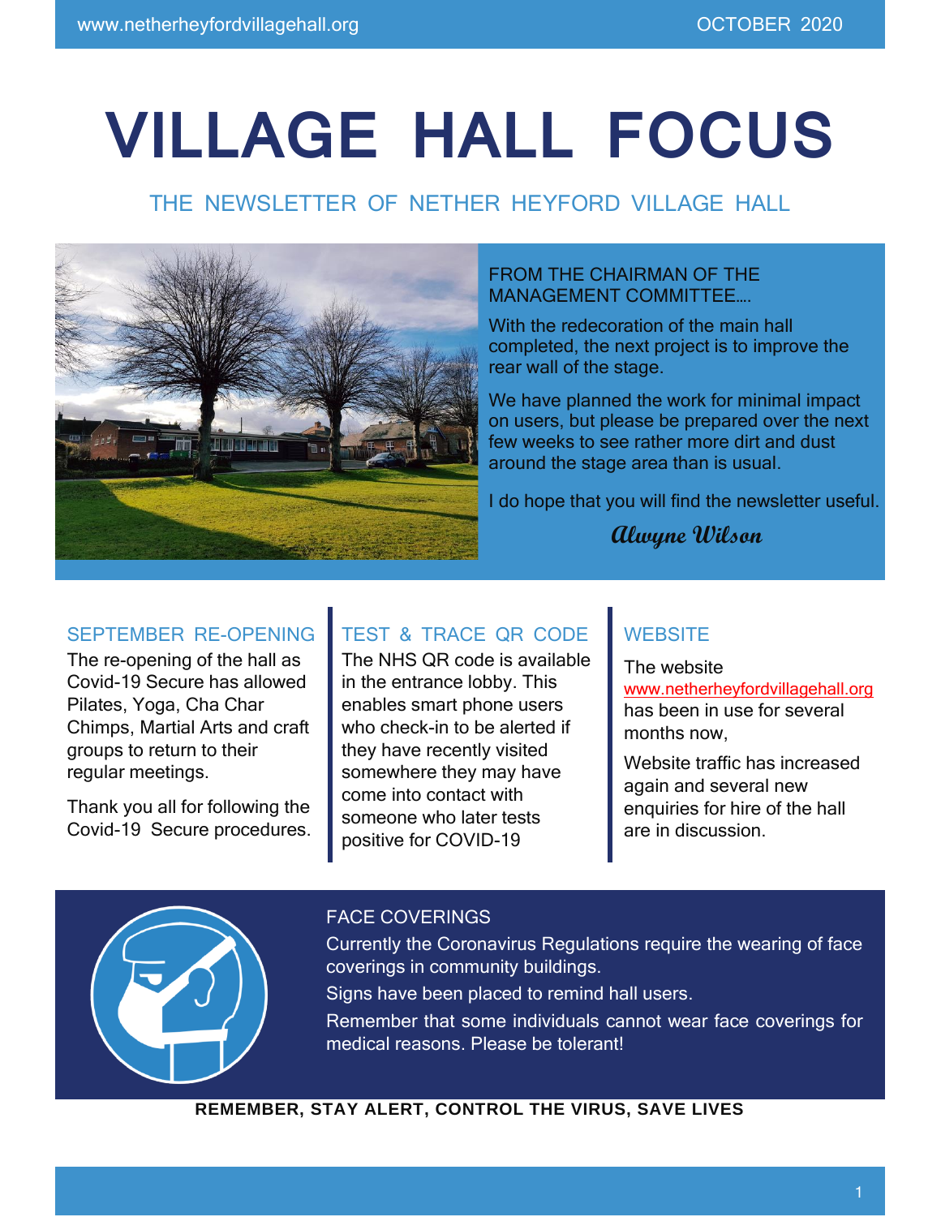# VILLAGE HALL FOCUS

THE NEWSLETTER OF NETHER HEYFORD VILLAGE HALL

## FROM THE CHAIRMAN OF THE MANAGEMENT COMMITTEE….

With the redecoration of the main hall completed, the next project is to improve the rear wall of the stage.

We have planned the work for minimal impact on users, but please be prepared over the next few weeks to see rather more dirt and dust around the stage area than is usual.

I do hope that you will find the newsletter useful.

*Alwyne Wilson*

## SEPTEMBER RE-OPENING

The re-opening of the hall as Covid-19 Secure has allowed Pilates, Yoga, Cha Char Chimps, Martial Arts and craft groups to return to their regular meetings.

Thank you all for following the Covid-19 Secure procedures.

## TEST & TRACE QR CODE

The NHS QR code is available in the entrance lobby. This enables smart phone users who check-in to be alerted if they have recently visited somewhere they may have come into contact with someone who later tests positive for COVID-19

## WEBSITE

The website www.netherheyfordvillagehall.org has been in use for several months now,

Website traffic has increased again and several new enquiries for hire of the hall are in discussion.

## FACE COVERINGS

Currently the Coronavirus Regulations require the wearing of face coverings in community buildings.

Signs have been placed to remind hall users.

Remember that some individuals cannot wear face coverings for medical reasons. Please be tolerant!

**REMEMBER, STAY ALERT, CONTROL THE VIRUS, SAVE LIVES**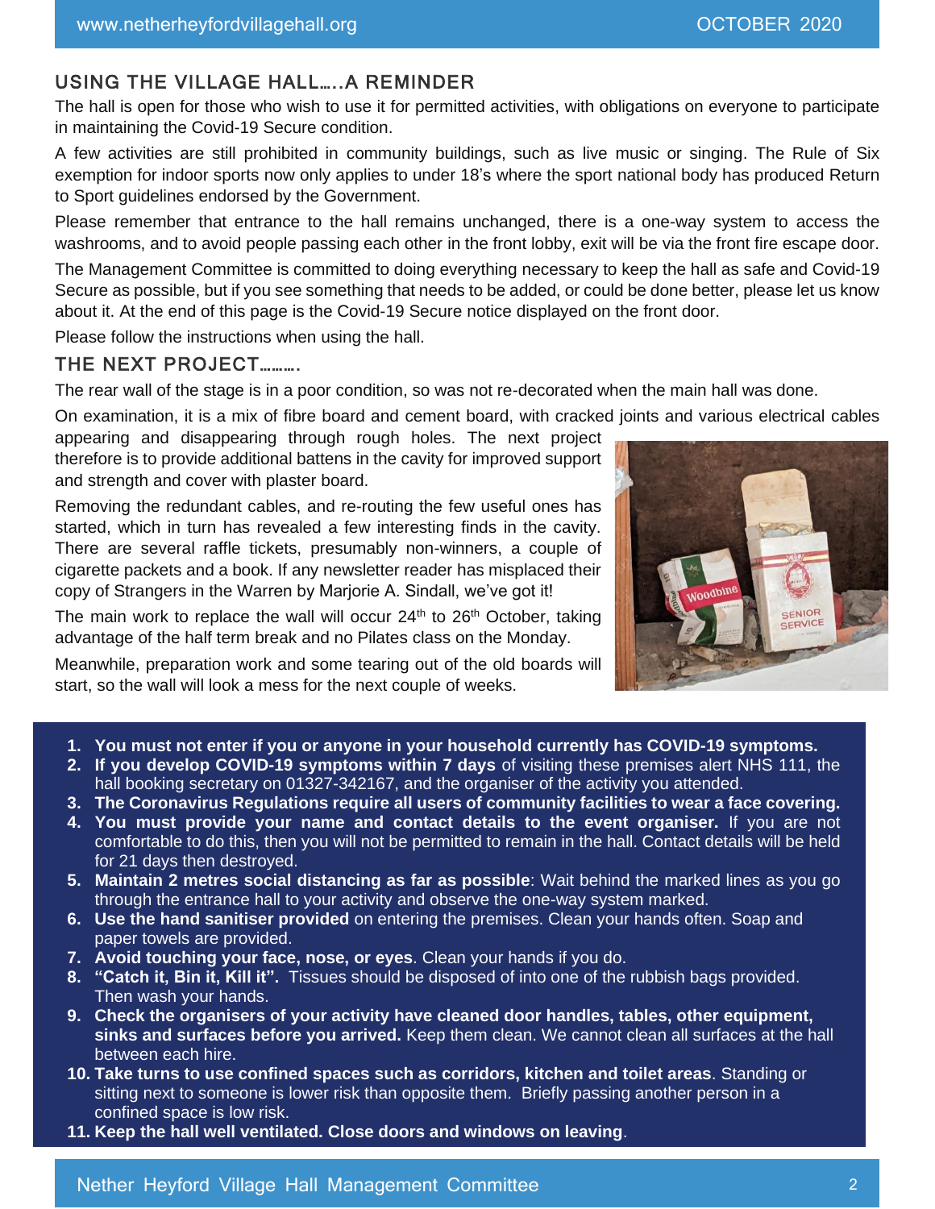## USING THE VILLAGE HALL…..A REMINDER

The hall is open for those who wish to use it for permitted activities, with obligations on everyone to participate in maintaining the Covid-19 Secure condition.

A few activities are still prohibited in community buildings, such as live music or singing. The Rule of Six exemption for indoor sports now only applies to under 18's where the sport national body has produced Return to Sport guidelines endorsed by the Government.

Please remember that entrance to the hall remains unchanged, there is a one-way system to access the washrooms, and to avoid people passing each other in the front lobby, exit will be via the front fire escape door.

The Management Committee is committed to doing everything necessary to keep the hall as safe and Covid-19 Secure as possible, but if you see something that needs to be added, or could be done better, please let us know about it. At the end of this page is the Covid-19 Secure notice displayed on the front door.

Please follow the instructions when using the hall.

## THE NEXT PROJECT……….

The rear wall of the stage is in a poor condition, so was not re-decorated when the main hall was done.

On examination, it is a mix of fibre board and cement board, with cracked joints and various electrical cables appearing and disappearing through rough holes. The next project therefore is to provide additional battens in the cavity for improved support and strength and cover with plaster board.

Removing the redundant cables, and re-routing the few useful ones has started, which in turn has revealed a few interesting finds in the cavity. There are several raffle tickets, presumably non-winners, a couple of cigarette packets and a book. If any newsletter reader has misplaced their copy of Strangers in the Warren by Marjorie A. Sindall, we've got it!

The main work to replace the wall will occur 24th to 26th October, taking advantage of the half term break and no Pilates class on the Monday.

Meanwhile, preparation work and some tearing out of the old boards will start, so the wall will look a mess for the next couple of weeks.

1. **You must not enter if you or anyone in your household currently has COVID-19 symptoms.**
2. **If you develop COVID-19 symptoms within 7 days** of visiting these premises alert NHS 111, the hall booking secretary on 01327-342167, and the organiser of the activity you attended.
3. **The Coronavirus Regulations require all users of community facilities to wear a face covering.**
4. **You must provide your name and contact details to the event organiser.** If you are not comfortable to do this, then you will not be permitted to remain in the hall. Contact details will be held for 21 days then destroyed.
5. **Maintain 2 metres social distancing as far as possible**: Wait behind the marked lines as you go through the entrance hall to your activity and observe the one-way system marked.
6. **Use the hand sanitiser provided** on entering the premises. Clean your hands often. Soap and paper towels are provided.
7. **Avoid touching your face, nose, or eyes**. Clean your hands if you do.
8. **"Catch it, Bin it, Kill it".** Tissues should be disposed of into one of the rubbish bags provided. Then wash your hands.
9. **Check the organisers of your activity have cleaned door handles, tables, other equipment, sinks and surfaces before you arrived.** Keep them clean. We cannot clean all surfaces at the hall between each hire.
10. **Take turns to use confined spaces such as corridors, kitchen and toilet areas**. Standing or sitting next to someone is lower risk than opposite them. Briefly passing another person in a confined space is low risk.
11. **Keep the hall well ventilated. Close doors and windows on leaving**.